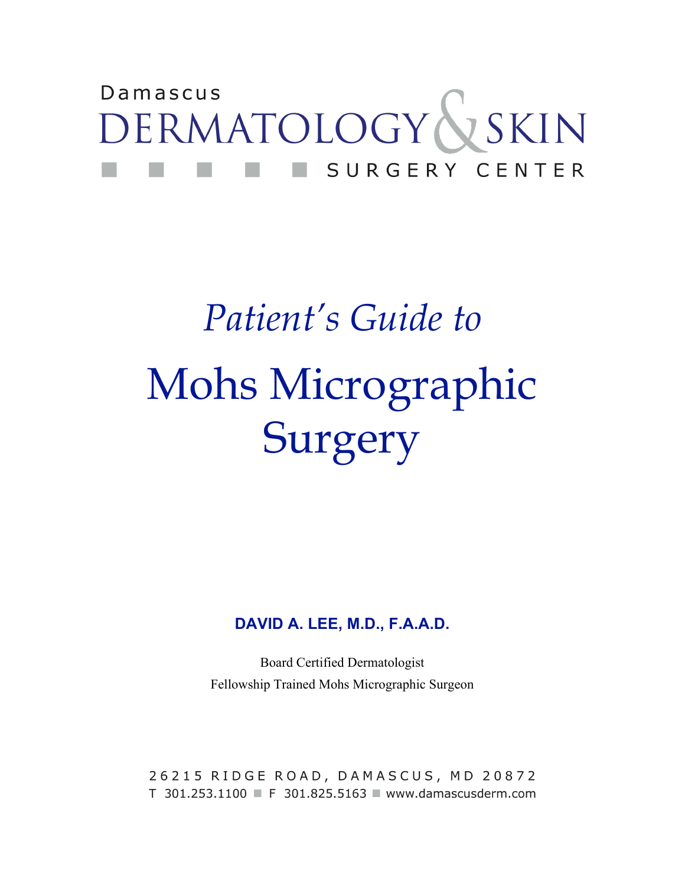Damascus

DERMATOLOGY & SKIN

SURGERY CENTER

# *Patient's Guide to*

# Mohs Micrographic Surgery

**DAVID A. LEE, M.D., F.A.A.D.**

Board Certified Dermatologist

Fellowship Trained Mohs Micrographic Surgeon

26215 RIDGE ROAD, DAMASCUS, MD 20872

T 301.253.1100 ■ F 301.825.5163 ■ www.damascusderm.com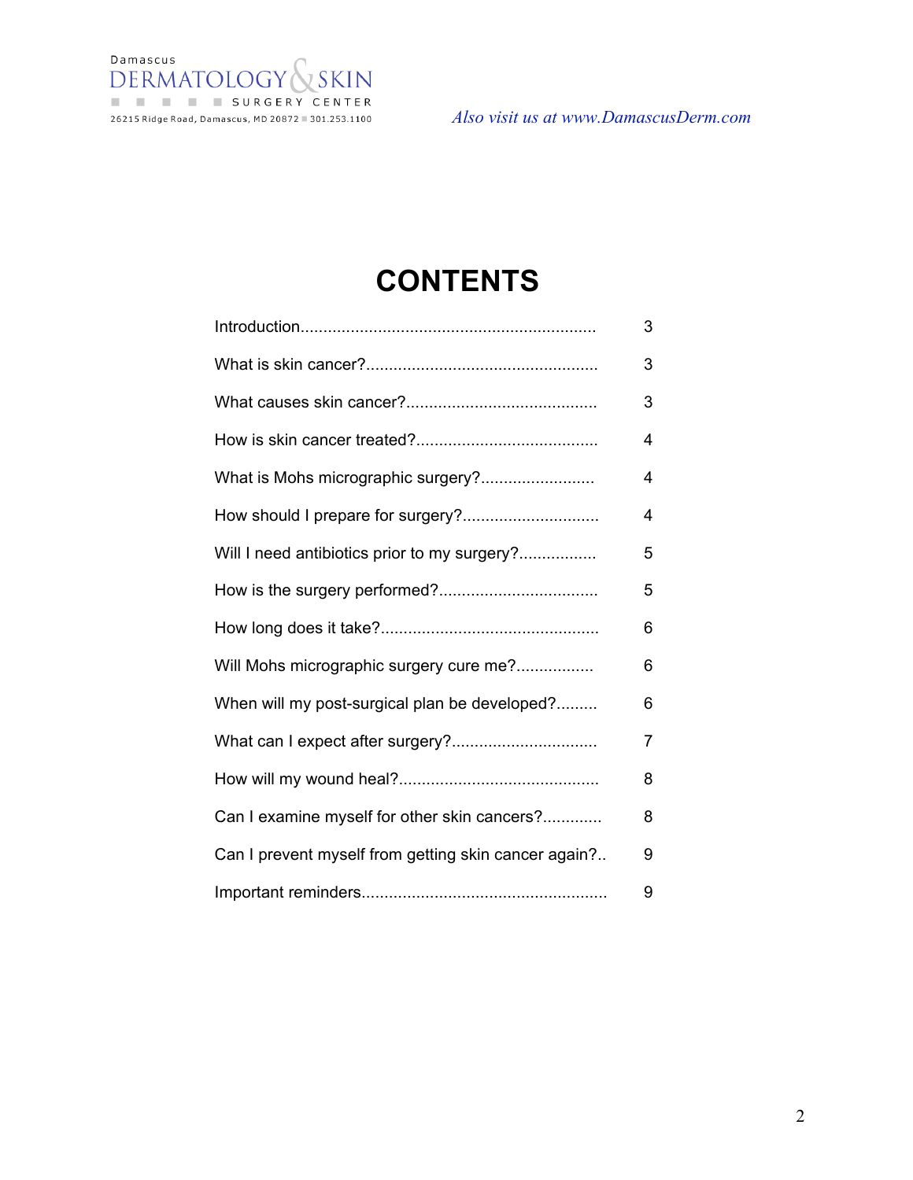# CONTENTS

| Section | Page |
|---|---|
| Introduction | 3 |
| What is skin cancer? | 3 |
| What causes skin cancer? | 3 |
| How is skin cancer treated? | 4 |
| What is Mohs micrographic surgery? | 4 |
| How should I prepare for surgery? | 4 |
| Will I need antibiotics prior to my surgery? | 5 |
| How is the surgery performed? | 5 |
| How long does it take? | 6 |
| Will Mohs micrographic surgery cure me? | 6 |
| When will my post-surgical plan be developed? | 6 |
| What can I expect after surgery? | 7 |
| How will my wound heal? | 8 |
| Can I examine myself for other skin cancers? | 8 |
| Can I prevent myself from getting skin cancer again? | 9 |
| Important reminders | 9 |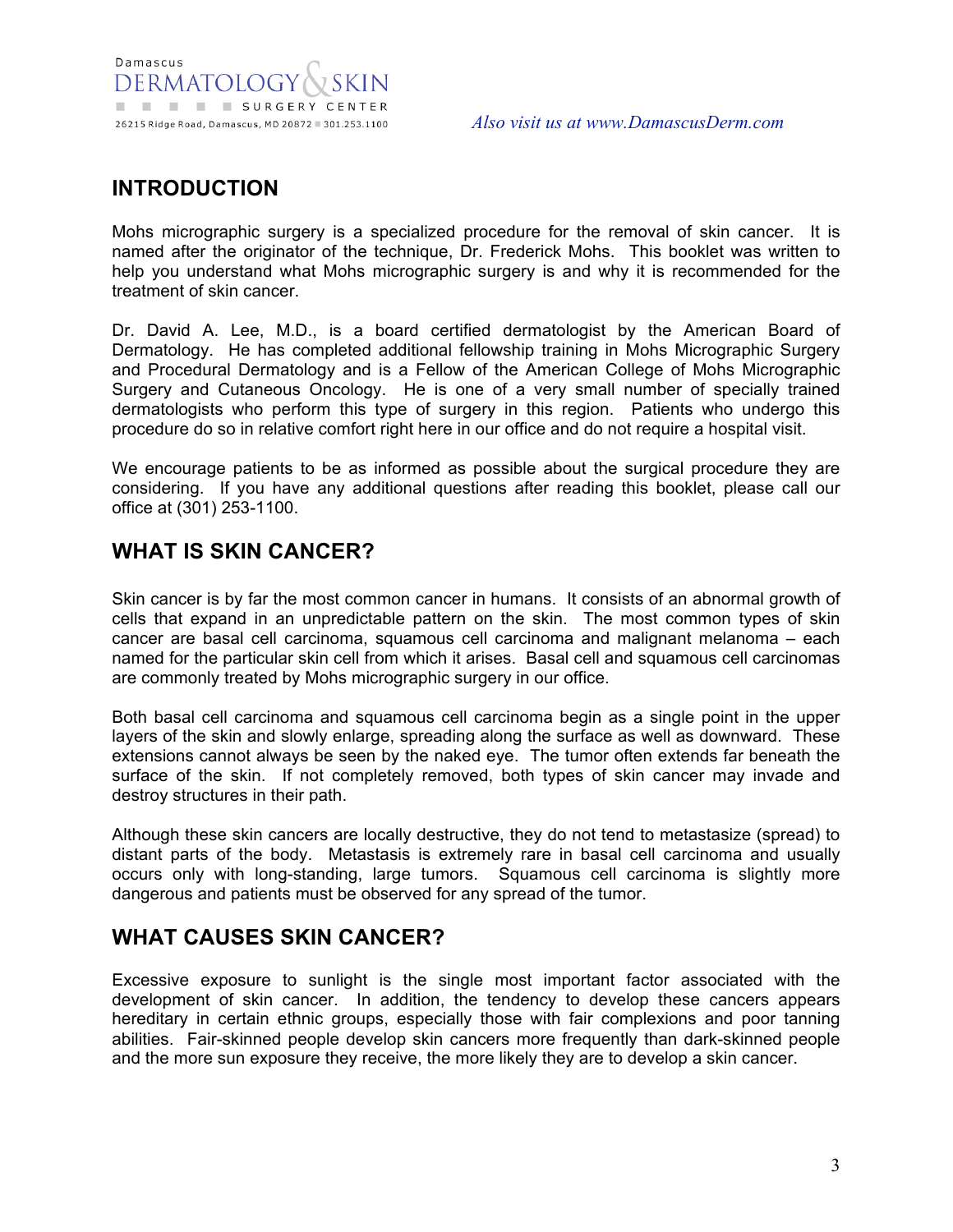Damascus
DERMATOLOGY & SKIN
SURGERY CENTER
26215 Ridge Road, Damascus, MD 20872 ■ 301.253.1100

*Also visit us at www.DamascusDerm.com*

## INTRODUCTION

Mohs micrographic surgery is a specialized procedure for the removal of skin cancer. It is named after the originator of the technique, Dr. Frederick Mohs. This booklet was written to help you understand what Mohs micrographic surgery is and why it is recommended for the treatment of skin cancer.

Dr. David A. Lee, M.D., is a board certified dermatologist by the American Board of Dermatology. He has completed additional fellowship training in Mohs Micrographic Surgery and Procedural Dermatology and is a Fellow of the American College of Mohs Micrographic Surgery and Cutaneous Oncology. He is one of a very small number of specially trained dermatologists who perform this type of surgery in this region. Patients who undergo this procedure do so in relative comfort right here in our office and do not require a hospital visit.

We encourage patients to be as informed as possible about the surgical procedure they are considering. If you have any additional questions after reading this booklet, please call our office at (301) 253-1100.

## WHAT IS SKIN CANCER?

Skin cancer is by far the most common cancer in humans. It consists of an abnormal growth of cells that expand in an unpredictable pattern on the skin. The most common types of skin cancer are basal cell carcinoma, squamous cell carcinoma and malignant melanoma – each named for the particular skin cell from which it arises. Basal cell and squamous cell carcinomas are commonly treated by Mohs micrographic surgery in our office.

Both basal cell carcinoma and squamous cell carcinoma begin as a single point in the upper layers of the skin and slowly enlarge, spreading along the surface as well as downward. These extensions cannot always be seen by the naked eye. The tumor often extends far beneath the surface of the skin. If not completely removed, both types of skin cancer may invade and destroy structures in their path.

Although these skin cancers are locally destructive, they do not tend to metastasize (spread) to distant parts of the body. Metastasis is extremely rare in basal cell carcinoma and usually occurs only with long-standing, large tumors. Squamous cell carcinoma is slightly more dangerous and patients must be observed for any spread of the tumor.

## WHAT CAUSES SKIN CANCER?

Excessive exposure to sunlight is the single most important factor associated with the development of skin cancer. In addition, the tendency to develop these cancers appears hereditary in certain ethnic groups, especially those with fair complexions and poor tanning abilities. Fair-skinned people develop skin cancers more frequently than dark-skinned people and the more sun exposure they receive, the more likely they are to develop a skin cancer.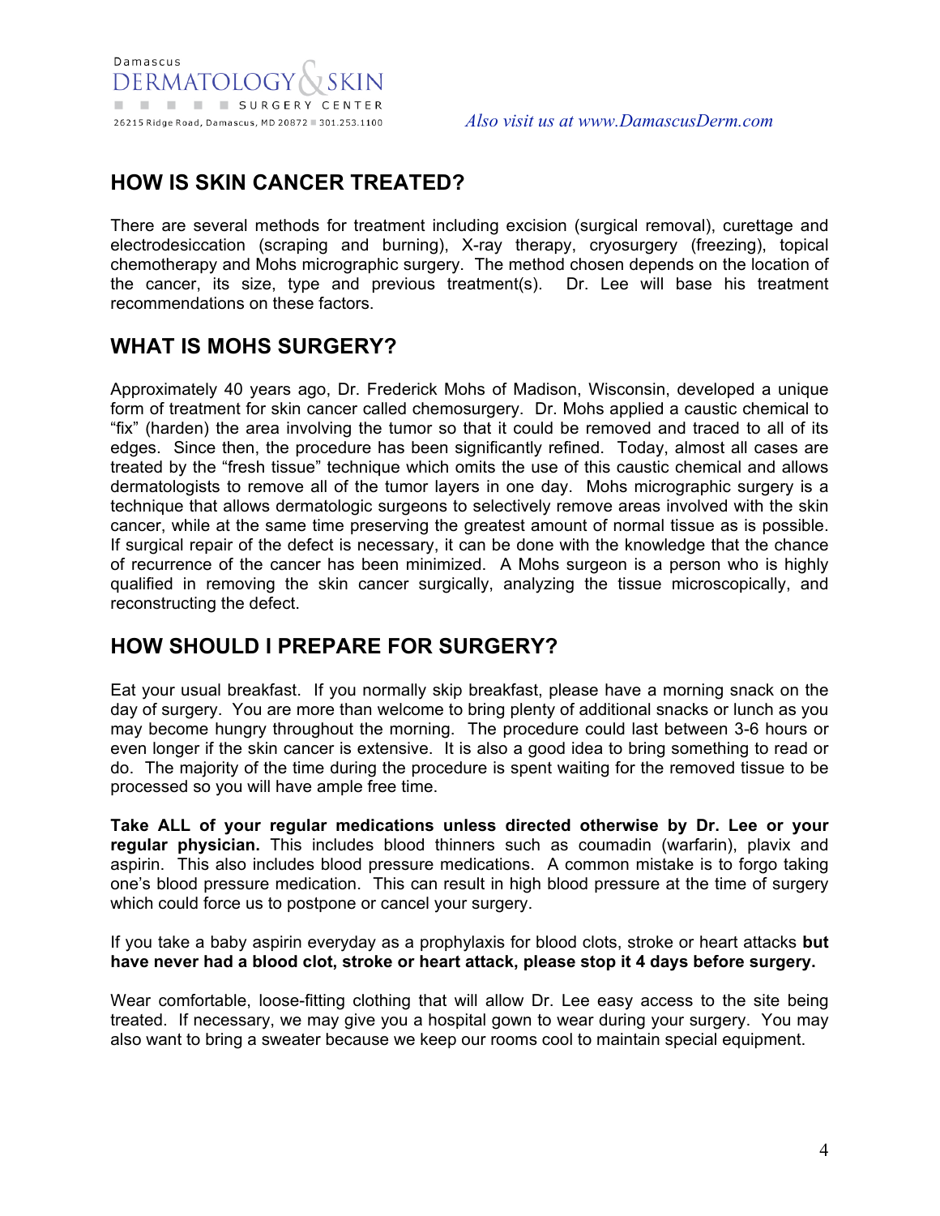## HOW IS SKIN CANCER TREATED?

There are several methods for treatment including excision (surgical removal), curettage and electrodesiccation (scraping and burning), X-ray therapy, cryosurgery (freezing), topical chemotherapy and Mohs micrographic surgery. The method chosen depends on the location of the cancer, its size, type and previous treatment(s). Dr. Lee will base his treatment recommendations on these factors.

## WHAT IS MOHS SURGERY?

Approximately 40 years ago, Dr. Frederick Mohs of Madison, Wisconsin, developed a unique form of treatment for skin cancer called chemosurgery. Dr. Mohs applied a caustic chemical to "fix" (harden) the area involving the tumor so that it could be removed and traced to all of its edges. Since then, the procedure has been significantly refined. Today, almost all cases are treated by the "fresh tissue" technique which omits the use of this caustic chemical and allows dermatologists to remove all of the tumor layers in one day. Mohs micrographic surgery is a technique that allows dermatologic surgeons to selectively remove areas involved with the skin cancer, while at the same time preserving the greatest amount of normal tissue as is possible. If surgical repair of the defect is necessary, it can be done with the knowledge that the chance of recurrence of the cancer has been minimized. A Mohs surgeon is a person who is highly qualified in removing the skin cancer surgically, analyzing the tissue microscopically, and reconstructing the defect.

## HOW SHOULD I PREPARE FOR SURGERY?

Eat your usual breakfast. If you normally skip breakfast, please have a morning snack on the day of surgery. You are more than welcome to bring plenty of additional snacks or lunch as you may become hungry throughout the morning. The procedure could last between 3-6 hours or even longer if the skin cancer is extensive. It is also a good idea to bring something to read or do. The majority of the time during the procedure is spent waiting for the removed tissue to be processed so you will have ample free time.

**Take ALL of your regular medications unless directed otherwise by Dr. Lee or your regular physician.** This includes blood thinners such as coumadin (warfarin), plavix and aspirin. This also includes blood pressure medications. A common mistake is to forgo taking one's blood pressure medication. This can result in high blood pressure at the time of surgery which could force us to postpone or cancel your surgery.

If you take a baby aspirin everyday as a prophylaxis for blood clots, stroke or heart attacks **but have never had a blood clot, stroke or heart attack, please stop it 4 days before surgery.**

Wear comfortable, loose-fitting clothing that will allow Dr. Lee easy access to the site being treated. If necessary, we may give you a hospital gown to wear during your surgery. You may also want to bring a sweater because we keep our rooms cool to maintain special equipment.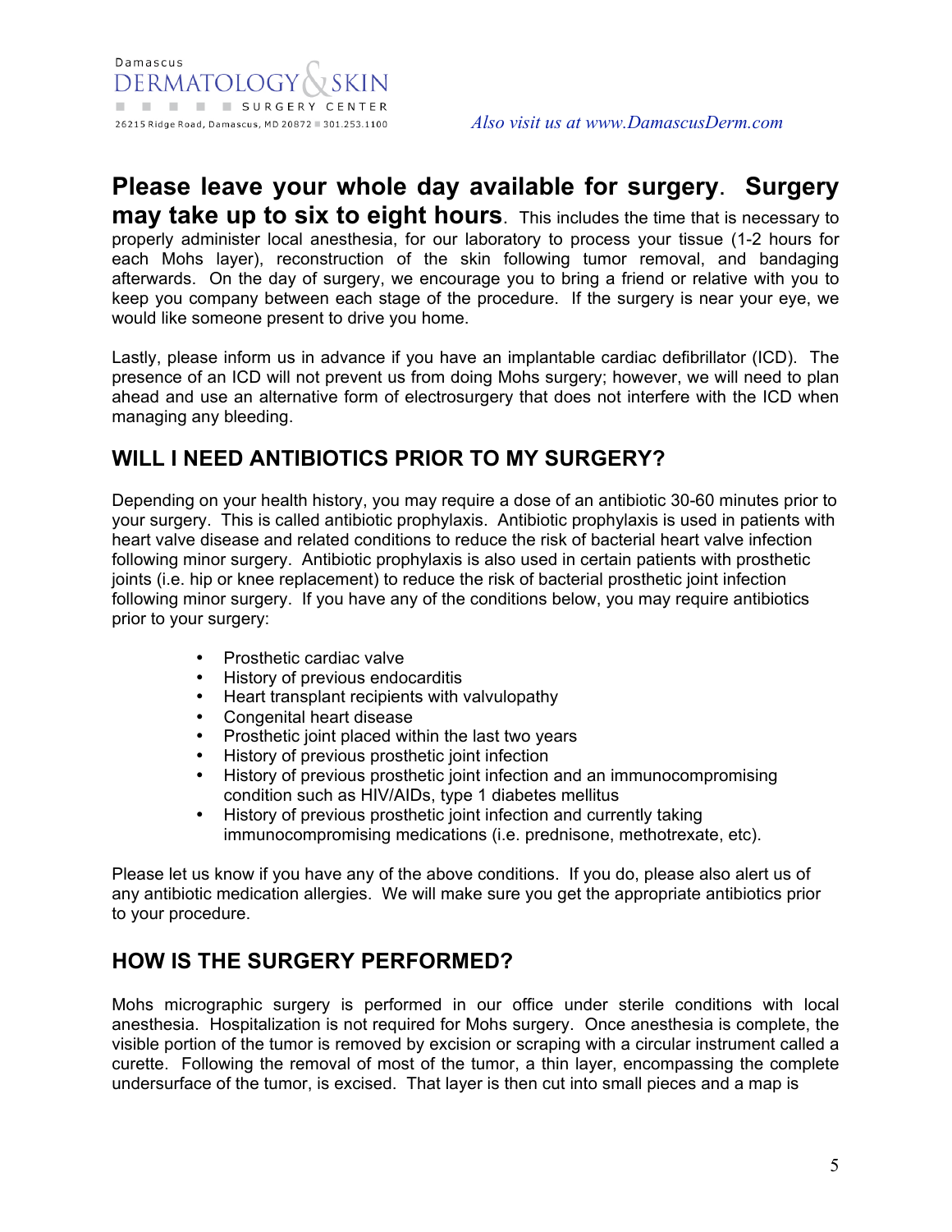**Please leave your whole day available for surgery. Surgery may take up to six to eight hours**. This includes the time that is necessary to properly administer local anesthesia, for our laboratory to process your tissue (1-2 hours for each Mohs layer), reconstruction of the skin following tumor removal, and bandaging afterwards. On the day of surgery, we encourage you to bring a friend or relative with you to keep you company between each stage of the procedure. If the surgery is near your eye, we would like someone present to drive you home.

Lastly, please inform us in advance if you have an implantable cardiac defibrillator (ICD). The presence of an ICD will not prevent us from doing Mohs surgery; however, we will need to plan ahead and use an alternative form of electrosurgery that does not interfere with the ICD when managing any bleeding.

## WILL I NEED ANTIBIOTICS PRIOR TO MY SURGERY?

Depending on your health history, you may require a dose of an antibiotic 30-60 minutes prior to your surgery. This is called antibiotic prophylaxis. Antibiotic prophylaxis is used in patients with heart valve disease and related conditions to reduce the risk of bacterial heart valve infection following minor surgery. Antibiotic prophylaxis is also used in certain patients with prosthetic joints (i.e. hip or knee replacement) to reduce the risk of bacterial prosthetic joint infection following minor surgery. If you have any of the conditions below, you may require antibiotics prior to your surgery:

- Prosthetic cardiac valve
- History of previous endocarditis
- Heart transplant recipients with valvulopathy
- Congenital heart disease
- Prosthetic joint placed within the last two years
- History of previous prosthetic joint infection
- History of previous prosthetic joint infection and an immunocompromising condition such as HIV/AIDs, type 1 diabetes mellitus
- History of previous prosthetic joint infection and currently taking immunocompromising medications (i.e. prednisone, methotrexate, etc).

Please let us know if you have any of the above conditions. If you do, please also alert us of any antibiotic medication allergies. We will make sure you get the appropriate antibiotics prior to your procedure.

## HOW IS THE SURGERY PERFORMED?

Mohs micrographic surgery is performed in our office under sterile conditions with local anesthesia. Hospitalization is not required for Mohs surgery. Once anesthesia is complete, the visible portion of the tumor is removed by excision or scraping with a circular instrument called a curette. Following the removal of most of the tumor, a thin layer, encompassing the complete undersurface of the tumor, is excised. That layer is then cut into small pieces and a map is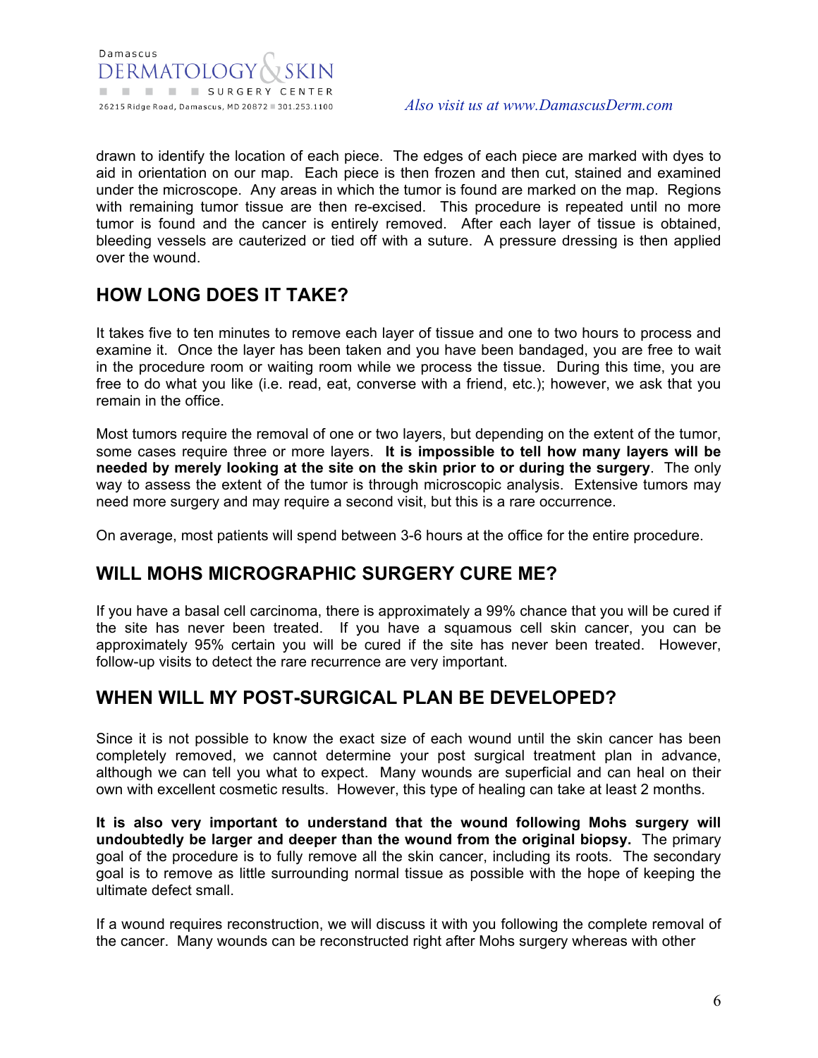drawn to identify the location of each piece. The edges of each piece are marked with dyes to aid in orientation on our map. Each piece is then frozen and then cut, stained and examined under the microscope. Any areas in which the tumor is found are marked on the map. Regions with remaining tumor tissue are then re-excised. This procedure is repeated until no more tumor is found and the cancer is entirely removed. After each layer of tissue is obtained, bleeding vessels are cauterized or tied off with a suture. A pressure dressing is then applied over the wound.

## HOW LONG DOES IT TAKE?

It takes five to ten minutes to remove each layer of tissue and one to two hours to process and examine it. Once the layer has been taken and you have been bandaged, you are free to wait in the procedure room or waiting room while we process the tissue. During this time, you are free to do what you like (i.e. read, eat, converse with a friend, etc.); however, we ask that you remain in the office.

Most tumors require the removal of one or two layers, but depending on the extent of the tumor, some cases require three or more layers. **It is impossible to tell how many layers will be needed by merely looking at the site on the skin prior to or during the surgery**. The only way to assess the extent of the tumor is through microscopic analysis. Extensive tumors may need more surgery and may require a second visit, but this is a rare occurrence.

On average, most patients will spend between 3-6 hours at the office for the entire procedure.

## WILL MOHS MICROGRAPHIC SURGERY CURE ME?

If you have a basal cell carcinoma, there is approximately a 99% chance that you will be cured if the site has never been treated. If you have a squamous cell skin cancer, you can be approximately 95% certain you will be cured if the site has never been treated. However, follow-up visits to detect the rare recurrence are very important.

## WHEN WILL MY POST-SURGICAL PLAN BE DEVELOPED?

Since it is not possible to know the exact size of each wound until the skin cancer has been completely removed, we cannot determine your post surgical treatment plan in advance, although we can tell you what to expect. Many wounds are superficial and can heal on their own with excellent cosmetic results. However, this type of healing can take at least 2 months.

**It is also very important to understand that the wound following Mohs surgery will undoubtedly be larger and deeper than the wound from the original biopsy.** The primary goal of the procedure is to fully remove all the skin cancer, including its roots. The secondary goal is to remove as little surrounding normal tissue as possible with the hope of keeping the ultimate defect small.

If a wound requires reconstruction, we will discuss it with you following the complete removal of the cancer. Many wounds can be reconstructed right after Mohs surgery whereas with other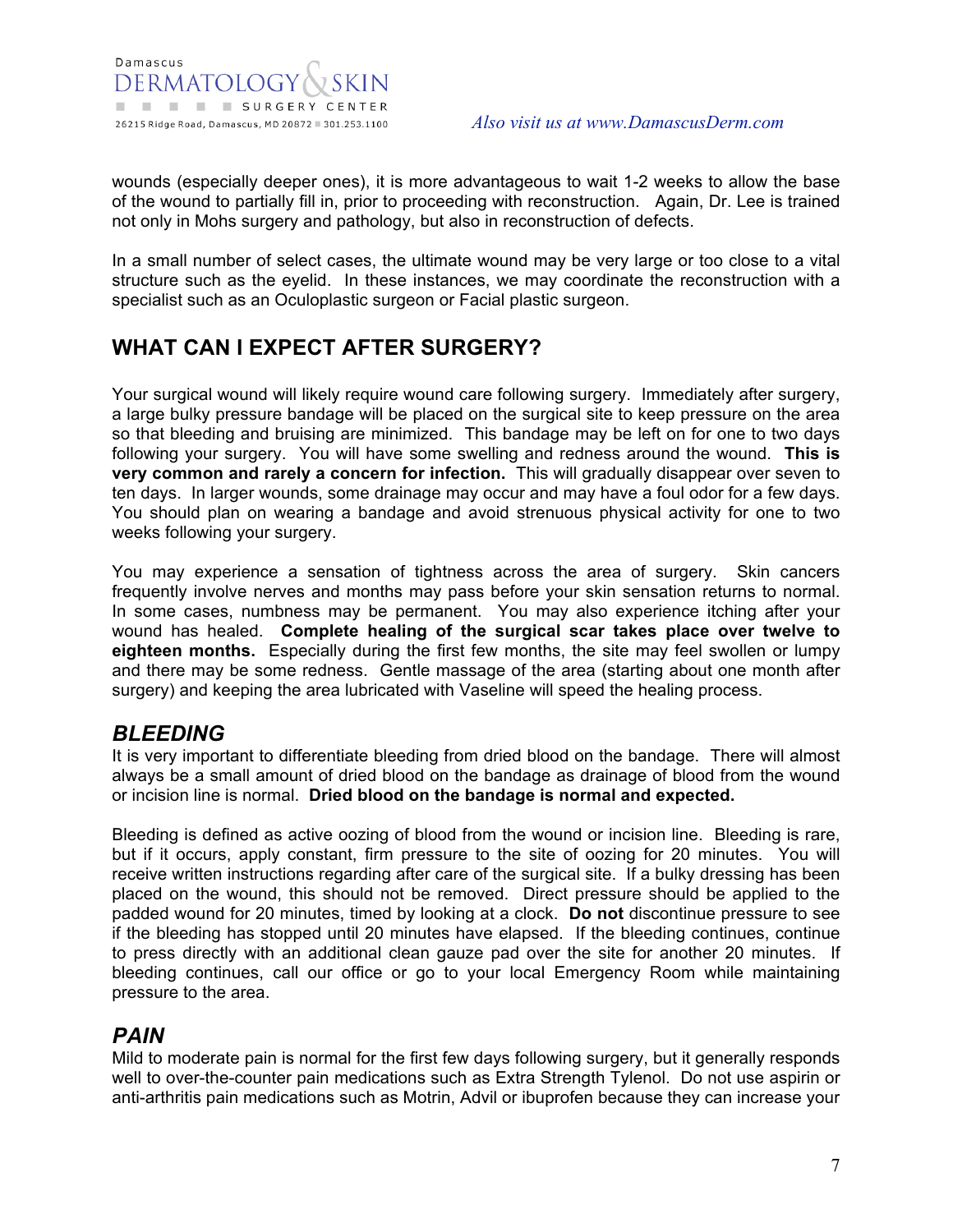wounds (especially deeper ones), it is more advantageous to wait 1-2 weeks to allow the base of the wound to partially fill in, prior to proceeding with reconstruction. Again, Dr. Lee is trained not only in Mohs surgery and pathology, but also in reconstruction of defects.

In a small number of select cases, the ultimate wound may be very large or too close to a vital structure such as the eyelid. In these instances, we may coordinate the reconstruction with a specialist such as an Oculoplastic surgeon or Facial plastic surgeon.

## WHAT CAN I EXPECT AFTER SURGERY?

Your surgical wound will likely require wound care following surgery. Immediately after surgery, a large bulky pressure bandage will be placed on the surgical site to keep pressure on the area so that bleeding and bruising are minimized. This bandage may be left on for one to two days following your surgery. You will have some swelling and redness around the wound. **This is very common and rarely a concern for infection.** This will gradually disappear over seven to ten days. In larger wounds, some drainage may occur and may have a foul odor for a few days. You should plan on wearing a bandage and avoid strenuous physical activity for one to two weeks following your surgery.

You may experience a sensation of tightness across the area of surgery. Skin cancers frequently involve nerves and months may pass before your skin sensation returns to normal. In some cases, numbness may be permanent. You may also experience itching after your wound has healed. **Complete healing of the surgical scar takes place over twelve to eighteen months.** Especially during the first few months, the site may feel swollen or lumpy and there may be some redness. Gentle massage of the area (starting about one month after surgery) and keeping the area lubricated with Vaseline will speed the healing process.

### *BLEEDING*

It is very important to differentiate bleeding from dried blood on the bandage. There will almost always be a small amount of dried blood on the bandage as drainage of blood from the wound or incision line is normal. **Dried blood on the bandage is normal and expected.**

Bleeding is defined as active oozing of blood from the wound or incision line. Bleeding is rare, but if it occurs, apply constant, firm pressure to the site of oozing for 20 minutes. You will receive written instructions regarding after care of the surgical site. If a bulky dressing has been placed on the wound, this should not be removed. Direct pressure should be applied to the padded wound for 20 minutes, timed by looking at a clock. **Do not** discontinue pressure to see if the bleeding has stopped until 20 minutes have elapsed. If the bleeding continues, continue to press directly with an additional clean gauze pad over the site for another 20 minutes. If bleeding continues, call our office or go to your local Emergency Room while maintaining pressure to the area.

### *PAIN*

Mild to moderate pain is normal for the first few days following surgery, but it generally responds well to over-the-counter pain medications such as Extra Strength Tylenol. Do not use aspirin or anti-arthritis pain medications such as Motrin, Advil or ibuprofen because they can increase your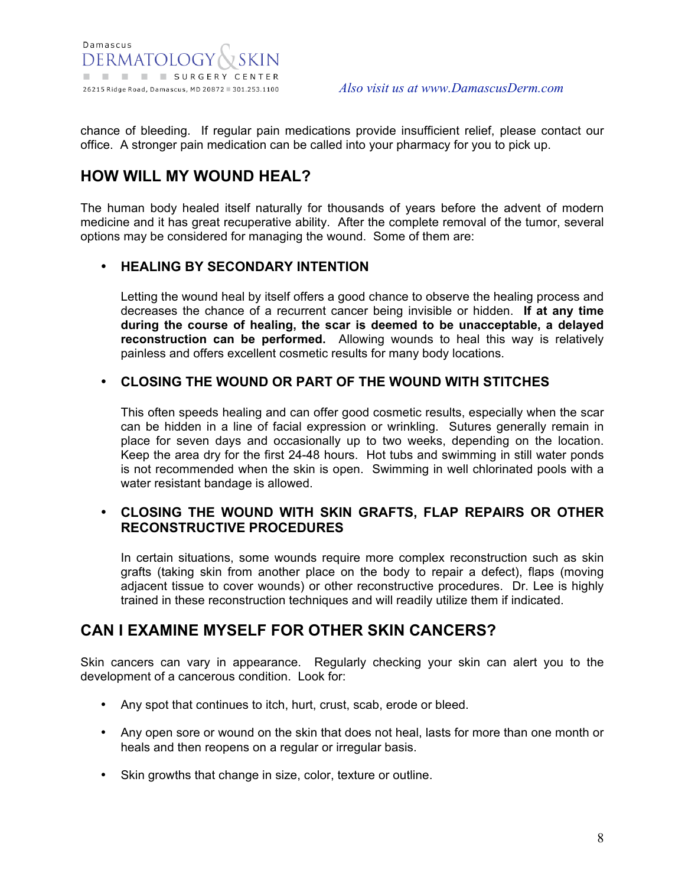chance of bleeding. If regular pain medications provide insufficient relief, please contact our office. A stronger pain medication can be called into your pharmacy for you to pick up.

## HOW WILL MY WOUND HEAL?

The human body healed itself naturally for thousands of years before the advent of modern medicine and it has great recuperative ability. After the complete removal of the tumor, several options may be considered for managing the wound. Some of them are:

- **HEALING BY SECONDARY INTENTION**

  Letting the wound heal by itself offers a good chance to observe the healing process and decreases the chance of a recurrent cancer being invisible or hidden. **If at any time during the course of healing, the scar is deemed to be unacceptable, a delayed reconstruction can be performed.** Allowing wounds to heal this way is relatively painless and offers excellent cosmetic results for many body locations.

- **CLOSING THE WOUND OR PART OF THE WOUND WITH STITCHES**

  This often speeds healing and can offer good cosmetic results, especially when the scar can be hidden in a line of facial expression or wrinkling. Sutures generally remain in place for seven days and occasionally up to two weeks, depending on the location. Keep the area dry for the first 24-48 hours. Hot tubs and swimming in still water ponds is not recommended when the skin is open. Swimming in well chlorinated pools with a water resistant bandage is allowed.

- **CLOSING THE WOUND WITH SKIN GRAFTS, FLAP REPAIRS OR OTHER RECONSTRUCTIVE PROCEDURES**

  In certain situations, some wounds require more complex reconstruction such as skin grafts (taking skin from another place on the body to repair a defect), flaps (moving adjacent tissue to cover wounds) or other reconstructive procedures. Dr. Lee is highly trained in these reconstruction techniques and will readily utilize them if indicated.

## CAN I EXAMINE MYSELF FOR OTHER SKIN CANCERS?

Skin cancers can vary in appearance. Regularly checking your skin can alert you to the development of a cancerous condition. Look for:

- Any spot that continues to itch, hurt, crust, scab, erode or bleed.
- Any open sore or wound on the skin that does not heal, lasts for more than one month or heals and then reopens on a regular or irregular basis.
- Skin growths that change in size, color, texture or outline.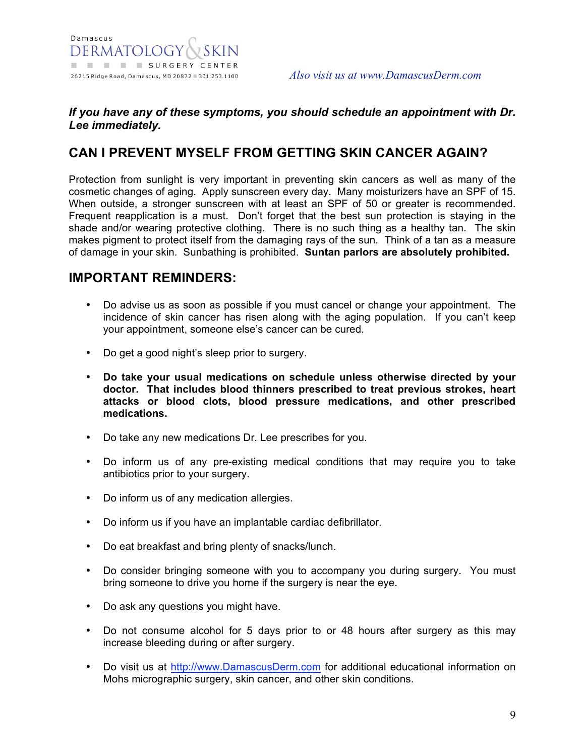*Also visit us at www.DamascusDerm.com*

***If you have any of these symptoms, you should schedule an appointment with Dr. Lee immediately.***

## CAN I PREVENT MYSELF FROM GETTING SKIN CANCER AGAIN?

Protection from sunlight is very important in preventing skin cancers as well as many of the cosmetic changes of aging. Apply sunscreen every day. Many moisturizers have an SPF of 15. When outside, a stronger sunscreen with at least an SPF of 50 or greater is recommended. Frequent reapplication is a must. Don't forget that the best sun protection is staying in the shade and/or wearing protective clothing. There is no such thing as a healthy tan. The skin makes pigment to protect itself from the damaging rays of the sun. Think of a tan as a measure of damage in your skin. Sunbathing is prohibited. **Suntan parlors are absolutely prohibited.**

## IMPORTANT REMINDERS:

- Do advise us as soon as possible if you must cancel or change your appointment. The incidence of skin cancer has risen along with the aging population. If you can't keep your appointment, someone else's cancer can be cured.
- Do get a good night's sleep prior to surgery.
- **Do take your usual medications on schedule unless otherwise directed by your doctor. That includes blood thinners prescribed to treat previous strokes, heart attacks or blood clots, blood pressure medications, and other prescribed medications.**
- Do take any new medications Dr. Lee prescribes for you.
- Do inform us of any pre-existing medical conditions that may require you to take antibiotics prior to your surgery.
- Do inform us of any medication allergies.
- Do inform us if you have an implantable cardiac defibrillator.
- Do eat breakfast and bring plenty of snacks/lunch.
- Do consider bringing someone with you to accompany you during surgery. You must bring someone to drive you home if the surgery is near the eye.
- Do ask any questions you might have.
- Do not consume alcohol for 5 days prior to or 48 hours after surgery as this may increase bleeding during or after surgery.
- Do visit us at http://www.DamascusDerm.com for additional educational information on Mohs micrographic surgery, skin cancer, and other skin conditions.